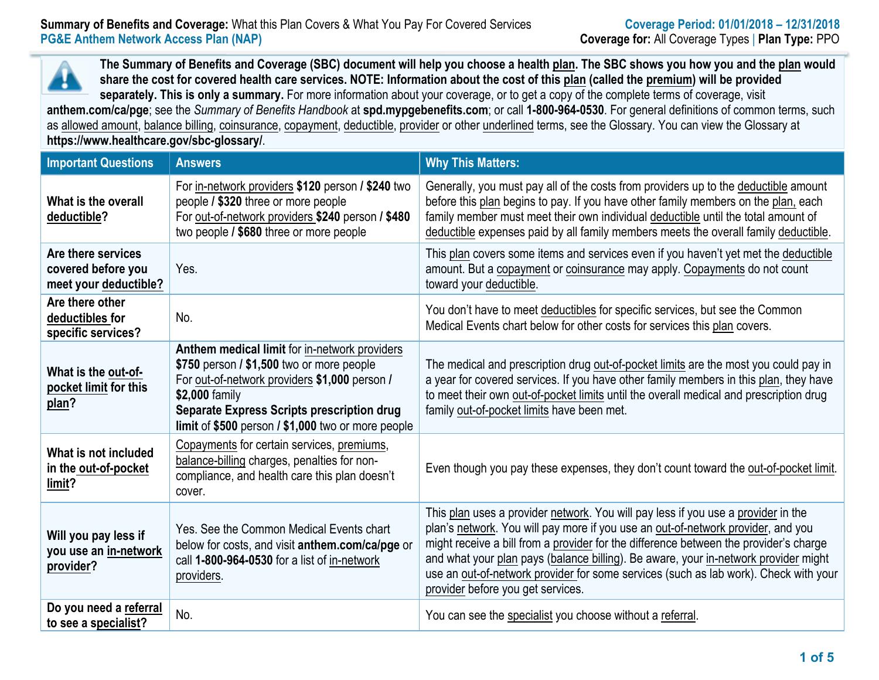**Summary of Benefits and Coverage:** What this Plan Covers & What You Pay For Covered Services
**PG&E Anthem Network Access Plan (NAP)**

**Coverage Period: 01/01/2018 – 12/31/2018**
**Coverage for:** All Coverage Types | **Plan Type:** PPO

**The Summary of Benefits and Coverage (SBC) document will help you choose a health plan. The SBC shows you how you and the plan would share the cost for covered health care services. NOTE: Information about the cost of this plan (called the premium) will be provided separately. This is only a summary.** For more information about your coverage, or to get a copy of the complete terms of coverage, visit **anthem.com/ca/pge**; see the *Summary of Benefits Handbook* at **spd.mypgebenefits.com**; or call **1-800-964-0530**. For general definitions of common terms, such as allowed amount, balance billing, coinsurance, copayment, deductible, provider or other underlined terms, see the Glossary. You can view the Glossary at **https://www.healthcare.gov/sbc-glossary/**.

| Important Questions | Answers | Why This Matters: |
|---|---|---|
| **What is the overall deductible?** | For in-network providers **$120** person **/ $240** two people **/ $320** three or more people<br>For out-of-network providers **$240** person **/ $480** two people **/ $680** three or more people | Generally, you must pay all of the costs from providers up to the deductible amount before this plan begins to pay. If you have other family members on the plan, each family member must meet their own individual deductible until the total amount of deductible expenses paid by all family members meets the overall family deductible. |
| **Are there services covered before you meet your deductible?** | Yes. | This plan covers some items and services even if you haven't yet met the deductible amount. But a copayment or coinsurance may apply. Copayments do not count toward your deductible. |
| **Are there other deductibles for specific services?** | No. | You don't have to meet deductibles for specific services, but see the Common Medical Events chart below for other costs for services this plan covers. |
| **What is the out-of-pocket limit for this plan?** | **Anthem medical limit** for in-network providers **$750** person **/ $1,500** two or more people<br>For out-of-network providers **$1,000** person **/ $2,000** family<br>**Separate Express Scripts prescription drug limit** of **$500** person **/ $1,000** two or more people | The medical and prescription drug out-of-pocket limits are the most you could pay in a year for covered services. If you have other family members in this plan, they have to meet their own out-of-pocket limits until the overall medical and prescription drug family out-of-pocket limits have been met. |
| **What is not included in the out-of-pocket limit?** | Copayments for certain services, premiums, balance-billing charges, penalties for non-compliance, and health care this plan doesn't cover. | Even though you pay these expenses, they don't count toward the out-of-pocket limit. |
| **Will you pay less if you use an in-network provider?** | Yes. See the Common Medical Events chart below for costs, and visit **anthem.com/ca/pge** or call **1-800-964-0530** for a list of in-network providers. | This plan uses a provider network. You will pay less if you use a provider in the plan's network. You will pay more if you use an out-of-network provider, and you might receive a bill from a provider for the difference between the provider's charge and what your plan pays (balance billing). Be aware, your in-network provider might use an out-of-network provider for some services (such as lab work). Check with your provider before you get services. |
| **Do you need a referral to see a specialist?** | No. | You can see the specialist you choose without a referral. |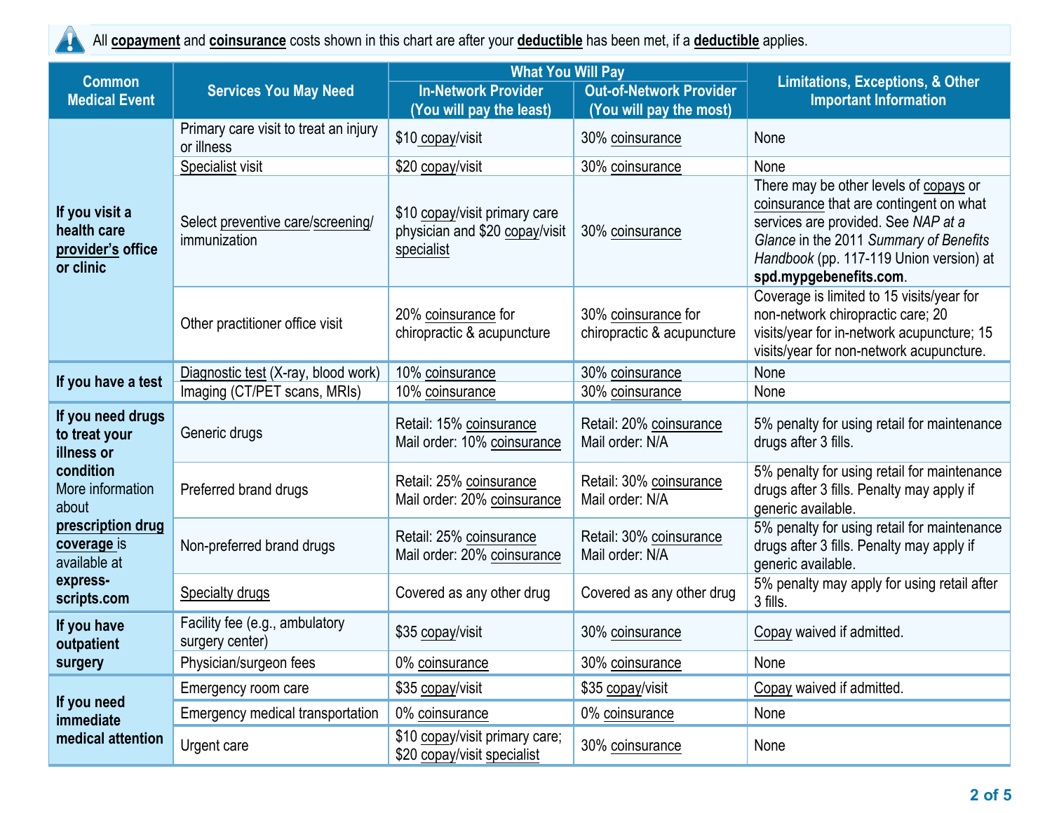All **copayment** and **coinsurance** costs shown in this chart are after your **deductible** has been met, if a **deductible** applies.

| Common Medical Event | Services You May Need | What You Will Pay | | Limitations, Exceptions, & Other Important Information |
|---|---|---|---|---|
| | | In-Network Provider (You will pay the least) | Out-of-Network Provider (You will pay the most) | |
| **If you visit a health care provider's office or clinic** | Primary care visit to treat an injury or illness | $10 copay/visit | 30% coinsurance | None |
| | Specialist visit | $20 copay/visit | 30% coinsurance | None |
| | Select preventive care/screening/ immunization | $10 copay/visit primary care physician and $20 copay/visit specialist | 30% coinsurance | There may be other levels of copays or coinsurance that are contingent on what services are provided. See *NAP at a Glance* in the 2011 *Summary of Benefits Handbook* (pp. 117-119 Union version) at **spd.mypgebenefits.com**. |
| | Other practitioner office visit | 20% coinsurance for chiropractic & acupuncture | 30% coinsurance for chiropractic & acupuncture | Coverage is limited to 15 visits/year for non-network chiropractic care; 20 visits/year for in-network acupuncture; 15 visits/year for non-network acupuncture. |
| **If you have a test** | Diagnostic test (X-ray, blood work) | 10% coinsurance | 30% coinsurance | None |
| | Imaging (CT/PET scans, MRIs) | 10% coinsurance | 30% coinsurance | None |
| **If you need drugs to treat your illness or condition** More information about **prescription drug coverage** is available at **express-scripts.com** | Generic drugs | Retail: 15% coinsurance Mail order: 10% coinsurance | Retail: 20% coinsurance Mail order: N/A | 5% penalty for using retail for maintenance drugs after 3 fills. |
| | Preferred brand drugs | Retail: 25% coinsurance Mail order: 20% coinsurance | Retail: 30% coinsurance Mail order: N/A | 5% penalty for using retail for maintenance drugs after 3 fills. Penalty may apply if generic available. |
| | Non-preferred brand drugs | Retail: 25% coinsurance Mail order: 20% coinsurance | Retail: 30% coinsurance Mail order: N/A | 5% penalty for using retail for maintenance drugs after 3 fills. Penalty may apply if generic available. |
| | Specialty drugs | Covered as any other drug | Covered as any other drug | 5% penalty may apply for using retail after 3 fills. |
| **If you have outpatient surgery** | Facility fee (e.g., ambulatory surgery center) | $35 copay/visit | 30% coinsurance | Copay waived if admitted. |
| | Physician/surgeon fees | 0% coinsurance | 30% coinsurance | None |
| **If you need immediate medical attention** | Emergency room care | $35 copay/visit | $35 copay/visit | Copay waived if admitted. |
| | Emergency medical transportation | 0% coinsurance | 0% coinsurance | None |
| | Urgent care | $10 copay/visit primary care; $20 copay/visit specialist | 30% coinsurance | None |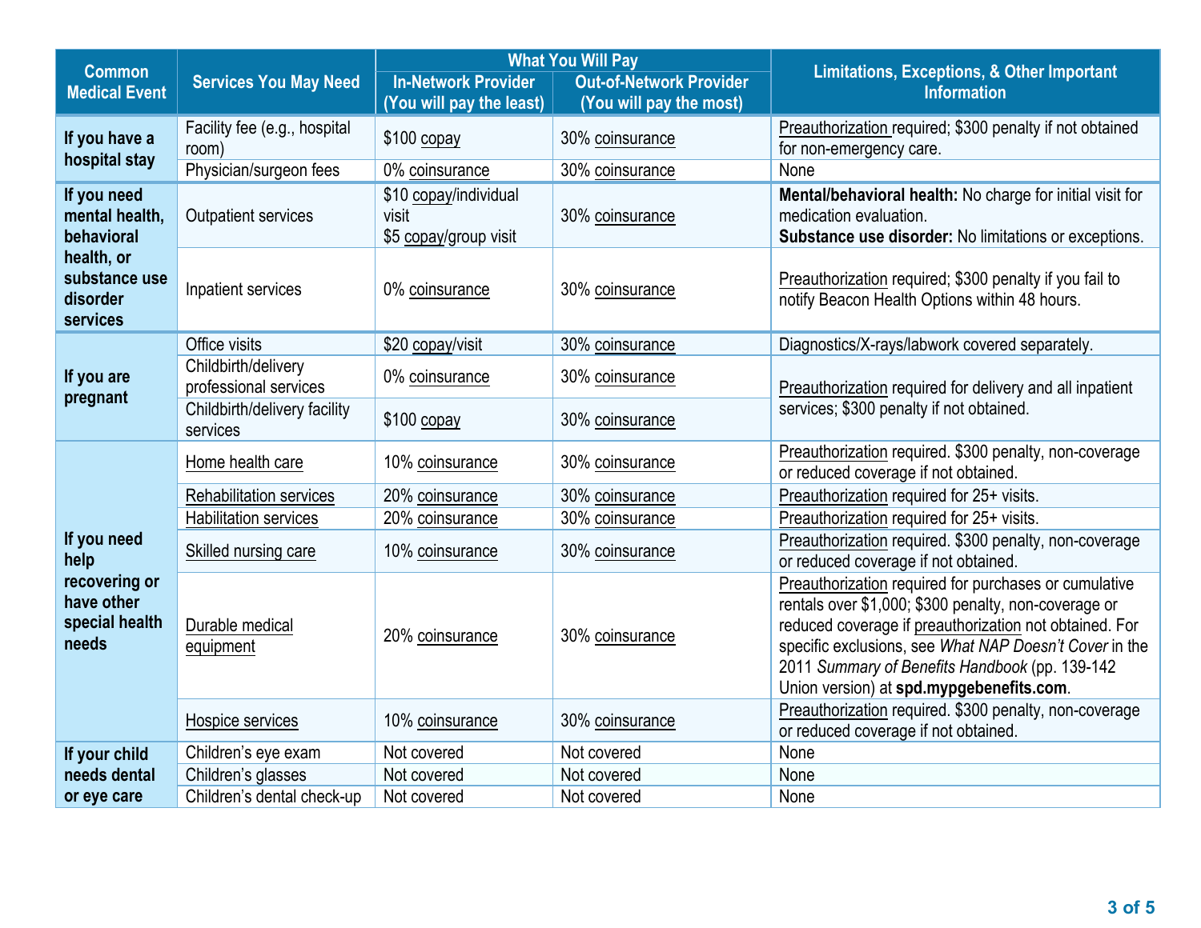| Common Medical Event | Services You May Need | What You Will Pay | | Limitations, Exceptions, & Other Important Information |
|---|---|---|---|---|
| | | In-Network Provider (You will pay the least) | Out-of-Network Provider (You will pay the most) | |
| If you have a hospital stay | Facility fee (e.g., hospital room) | $100 copay | 30% coinsurance | Preauthorization required; $300 penalty if not obtained for non-emergency care. |
| | Physician/surgeon fees | 0% coinsurance | 30% coinsurance | None |
| If you need mental health, behavioral health, or substance use disorder services | Outpatient services | $10 copay/individual visit<br>$5 copay/group visit | 30% coinsurance | **Mental/behavioral health:** No charge for initial visit for medication evaluation.<br>**Substance use disorder:** No limitations or exceptions. |
| | Inpatient services | 0% coinsurance | 30% coinsurance | Preauthorization required; $300 penalty if you fail to notify Beacon Health Options within 48 hours. |
| If you are pregnant | Office visits | $20 copay/visit | 30% coinsurance | Diagnostics/X-rays/labwork covered separately. |
| | Childbirth/delivery professional services | 0% coinsurance | 30% coinsurance | Preauthorization required for delivery and all inpatient services; $300 penalty if not obtained. |
| | Childbirth/delivery facility services | $100 copay | 30% coinsurance | |
| If you need help recovering or have other special health needs | Home health care | 10% coinsurance | 30% coinsurance | Preauthorization required. $300 penalty, non-coverage or reduced coverage if not obtained. |
| | Rehabilitation services | 20% coinsurance | 30% coinsurance | Preauthorization required for 25+ visits. |
| | Habilitation services | 20% coinsurance | 30% coinsurance | Preauthorization required for 25+ visits. |
| | Skilled nursing care | 10% coinsurance | 30% coinsurance | Preauthorization required. $300 penalty, non-coverage or reduced coverage if not obtained. |
| | Durable medical equipment | 20% coinsurance | 30% coinsurance | Preauthorization required for purchases or cumulative rentals over $1,000; $300 penalty, non-coverage or reduced coverage if preauthorization not obtained. For specific exclusions, see *What NAP Doesn't Cover* in the 2011 *Summary of Benefits Handbook* (pp. 139-142 Union version) at **spd.mypgebenefits.com**. |
| | Hospice services | 10% coinsurance | 30% coinsurance | Preauthorization required. $300 penalty, non-coverage or reduced coverage if not obtained. |
| If your child needs dental or eye care | Children's eye exam | Not covered | Not covered | None |
| | Children's glasses | Not covered | Not covered | None |
| | Children's dental check-up | Not covered | Not covered | None |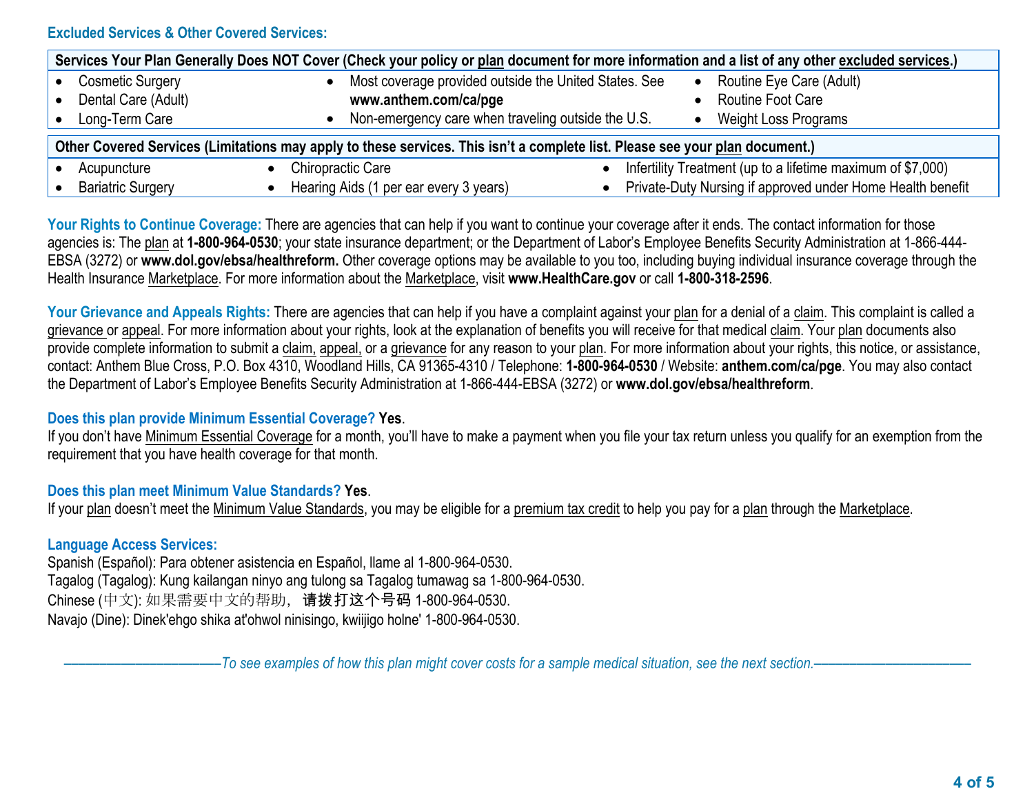## Excluded Services & Other Covered Services:

| Services Your Plan Generally Does NOT Cover (Check your policy or plan document for more information and a list of any other excluded services.) | | |
|---|---|---|
| • Cosmetic Surgery<br>• Dental Care (Adult)<br>• Long-Term Care | • Most coverage provided outside the United States. See **www.anthem.com/ca/pge**<br>• Non-emergency care when traveling outside the U.S. | • Routine Eye Care (Adult)<br>• Routine Foot Care<br>• Weight Loss Programs |

| Other Covered Services (Limitations may apply to these services. This isn't a complete list. Please see your plan document.) | | |
|---|---|---|
| • Acupuncture<br>• Bariatric Surgery | • Chiropractic Care<br>• Hearing Aids (1 per ear every 3 years) | • Infertility Treatment (up to a lifetime maximum of $7,000)<br>• Private-Duty Nursing if approved under Home Health benefit |

**Your Rights to Continue Coverage:** There are agencies that can help if you want to continue your coverage after it ends. The contact information for those agencies is: The plan at **1-800-964-0530**; your state insurance department; or the Department of Labor's Employee Benefits Security Administration at 1-866-444-EBSA (3272) or **www.dol.gov/ebsa/healthreform.** Other coverage options may be available to you too, including buying individual insurance coverage through the Health Insurance Marketplace. For more information about the Marketplace, visit **www.HealthCare.gov** or call **1-800-318-2596**.

**Your Grievance and Appeals Rights:** There are agencies that can help if you have a complaint against your plan for a denial of a claim. This complaint is called a grievance or appeal. For more information about your rights, look at the explanation of benefits you will receive for that medical claim. Your plan documents also provide complete information to submit a claim, appeal, or a grievance for any reason to your plan. For more information about your rights, this notice, or assistance, contact: Anthem Blue Cross, P.O. Box 4310, Woodland Hills, CA 91365-4310 / Telephone: **1-800-964-0530** / Website: **anthem.com/ca/pge**. You may also contact the Department of Labor's Employee Benefits Security Administration at 1-866-444-EBSA (3272) or **www.dol.gov/ebsa/healthreform**.

**Does this plan provide Minimum Essential Coverage? Yes**.
If you don't have Minimum Essential Coverage for a month, you'll have to make a payment when you file your tax return unless you qualify for an exemption from the requirement that you have health coverage for that month.

**Does this plan meet Minimum Value Standards? Yes**.
If your plan doesn't meet the Minimum Value Standards, you may be eligible for a premium tax credit to help you pay for a plan through the Marketplace.

**Language Access Services:**
Spanish (Español): Para obtener asistencia en Español, llame al 1-800-964-0530.
Tagalog (Tagalog): Kung kailangan ninyo ang tulong sa Tagalog tumawag sa 1-800-964-0530.
Chinese (中文): 如果需要中文的帮助，**请拨打这个号码** 1-800-964-0530.
Navajo (Dine): Dinek'ehgo shika at'ohwol ninisingo, kwiijigo holne' 1-800-964-0530.

*——————————To see examples of how this plan might cover costs for a sample medical situation, see the next section.——————————*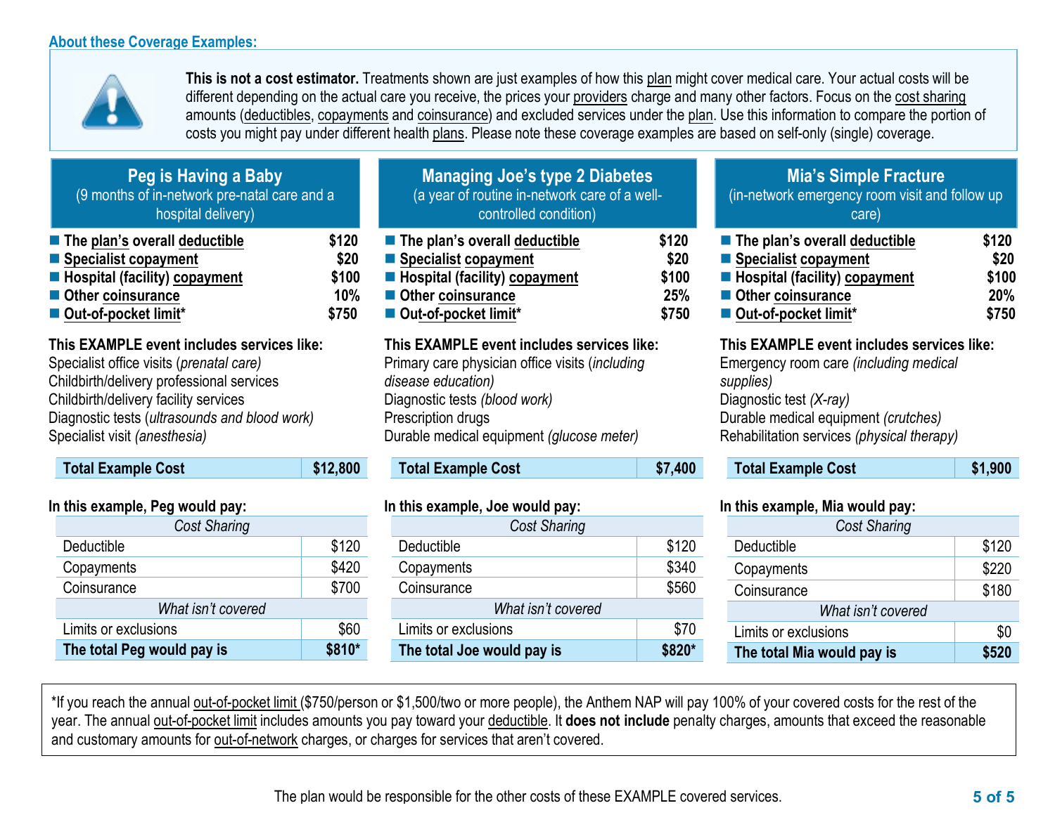## About these Coverage Examples:

**This is not a cost estimator.** Treatments shown are just examples of how this plan might cover medical care. Your actual costs will be different depending on the actual care you receive, the prices your providers charge and many other factors. Focus on the cost sharing amounts (deductibles, copayments and coinsurance) and excluded services under the plan. Use this information to compare the portion of costs you might pay under different health plans. Please note these coverage examples are based on self-only (single) coverage.

### Peg is Having a Baby
(9 months of in-network pre-natal care and a hospital delivery)

- **The plan's overall deductible** **$120**
- **Specialist copayment** **$20**
- **Hospital (facility) copayment** **$100**
- **Other coinsurance** **10%**
- **Out-of-pocket limit*** **$750**

**This EXAMPLE event includes services like:**
Specialist office visits (*prenatal care)*
Childbirth/delivery professional services
Childbirth/delivery facility services
Diagnostic tests (*ultrasounds and blood work)*
Specialist visit *(anesthesia)*

| **Total Example Cost** | **$12,800** |
|---|---|

**In this example, Peg would pay:**

| *Cost Sharing* | |
|---|---|
| Deductible | $120 |
| Copayments | $420 |
| Coinsurance | $700 |
| *What isn't covered* | |
| Limits or exclusions | $60 |
| **The total Peg would pay is** | **$810*** |

### Managing Joe's type 2 Diabetes
(a year of routine in-network care of a well-controlled condition)

- **The plan's overall deductible** **$120**
- **Specialist copayment** **$20**
- **Hospital (facility) copayment** **$100**
- **Other coinsurance** **25%**
- **Out-of-pocket limit*** **$750**

**This EXAMPLE event includes services like:**
Primary care physician office visits (*including disease education)*
Diagnostic tests *(blood work)*
Prescription drugs
Durable medical equipment *(glucose meter)*

| **Total Example Cost** | **$7,400** |
|---|---|

**In this example, Joe would pay:**

| *Cost Sharing* | |
|---|---|
| Deductible | $120 |
| Copayments | $340 |
| Coinsurance | $560 |
| *What isn't covered* | |
| Limits or exclusions | $70 |
| **The total Joe would pay is** | **$820*** |

### Mia's Simple Fracture
(in-network emergency room visit and follow up care)

- **The plan's overall deductible** **$120**
- **Specialist copayment** **$20**
- **Hospital (facility) copayment** **$100**
- **Other coinsurance** **20%**
- **Out-of-pocket limit*** **$750**

**This EXAMPLE event includes services like:**
Emergency room care *(including medical supplies)*
Diagnostic test *(X-ray)*
Durable medical equipment *(crutches)*
Rehabilitation services *(physical therapy)*

| **Total Example Cost** | **$1,900** |
|---|---|

**In this example, Mia would pay:**

| *Cost Sharing* | |
|---|---|
| Deductible | $120 |
| Copayments | $220 |
| Coinsurance | $180 |
| *What isn't covered* | |
| Limits or exclusions | $0 |
| **The total Mia would pay is** | **$520** |

*If you reach the annual out-of-pocket limit ($750/person or $1,500/two or more people), the Anthem NAP will pay 100% of your covered costs for the rest of the year. The annual out-of-pocket limit includes amounts you pay toward your deductible. It **does not include** penalty charges, amounts that exceed the reasonable and customary amounts for out-of-network charges, or charges for services that aren't covered.

The plan would be responsible for the other costs of these EXAMPLE covered services.